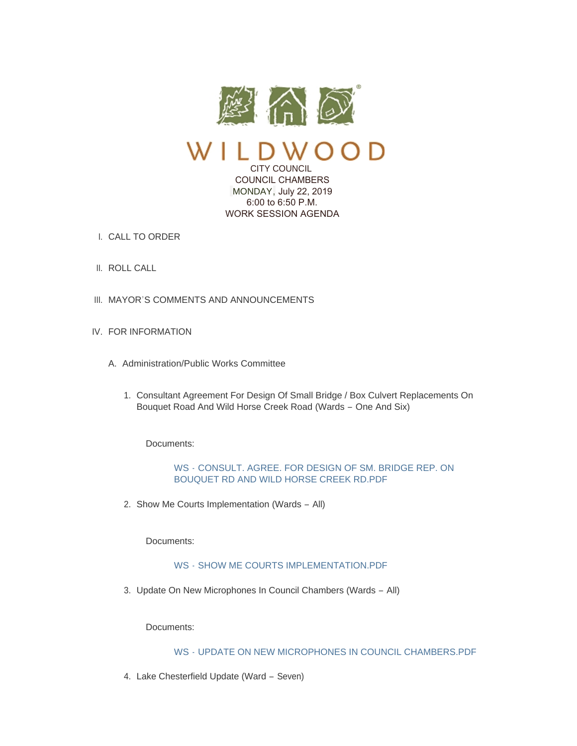# WILDWOOD

CITY COUNCIL
COUNCIL CHAMBERS
MONDAY, July 22, 2019
6:00 to 6:50 P.M.
WORK SESSION AGENDA

I. CALL TO ORDER

II. ROLL CALL

III. MAYOR'S COMMENTS AND ANNOUNCEMENTS

IV. FOR INFORMATION

A. Administration/Public Works Committee

1. Consultant Agreement For Design Of Small Bridge / Box Culvert Replacements On Bouquet Road And Wild Horse Creek Road (Wards – One And Six)

   Documents:

   WS - CONSULT. AGREE. FOR DESIGN OF SM. BRIDGE REP. ON BOUQUET RD AND WILD HORSE CREEK RD.PDF

2. Show Me Courts Implementation (Wards – All)

   Documents:

   WS - SHOW ME COURTS IMPLEMENTATION.PDF

3. Update On New Microphones In Council Chambers (Wards – All)

   Documents:

   WS - UPDATE ON NEW MICROPHONES IN COUNCIL CHAMBERS.PDF

4. Lake Chesterfield Update (Ward – Seven)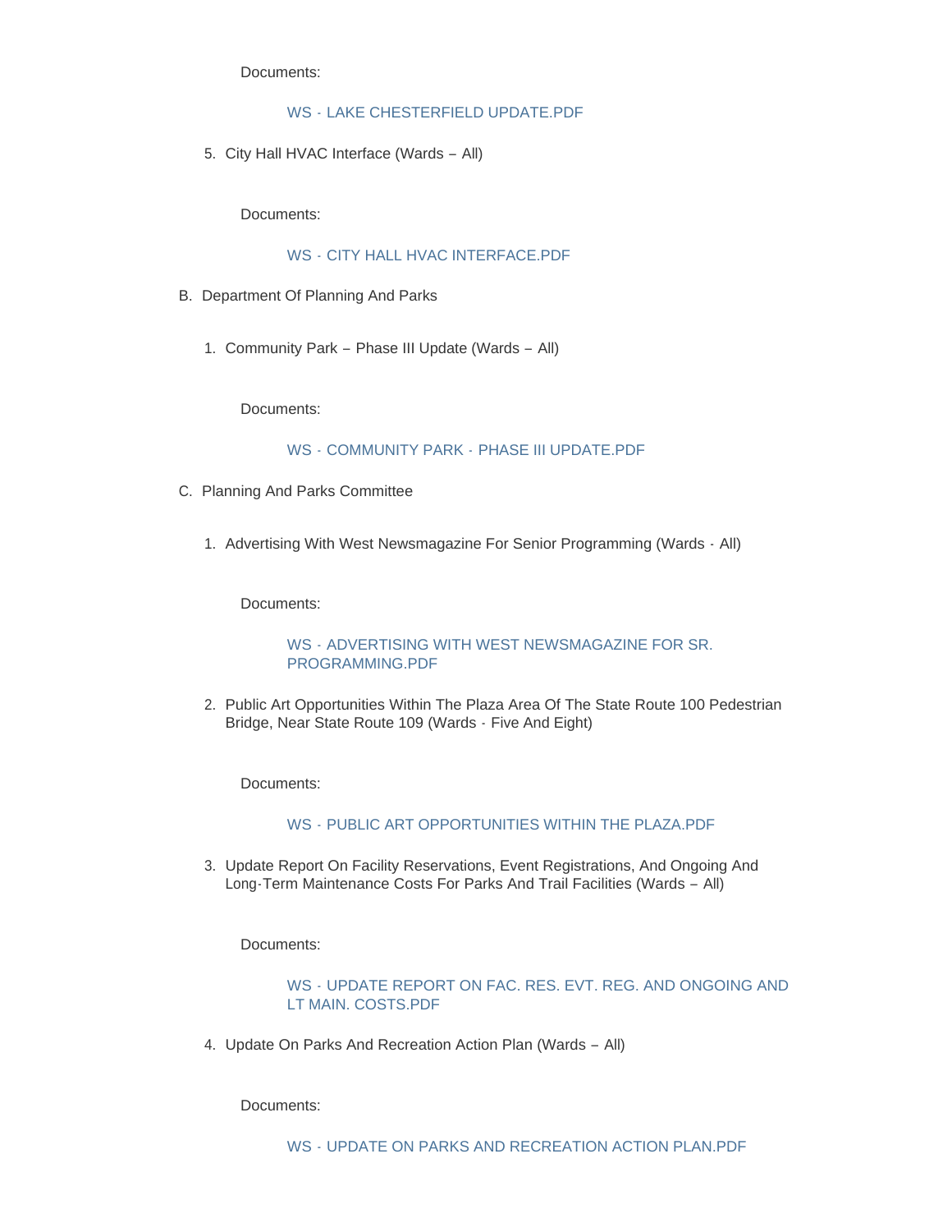Documents:

WS - LAKE CHESTERFIELD UPDATE.PDF

5. City Hall HVAC Interface (Wards – All)

   Documents:

   WS - CITY HALL HVAC INTERFACE.PDF

B. Department Of Planning And Parks

1. Community Park – Phase III Update (Wards – All)

   Documents:

   WS - COMMUNITY PARK - PHASE III UPDATE.PDF

C. Planning And Parks Committee

1. Advertising With West Newsmagazine For Senior Programming (Wards - All)

   Documents:

   WS - ADVERTISING WITH WEST NEWSMAGAZINE FOR SR. PROGRAMMING.PDF

2. Public Art Opportunities Within The Plaza Area Of The State Route 100 Pedestrian Bridge, Near State Route 109 (Wards - Five And Eight)

   Documents:

   WS - PUBLIC ART OPPORTUNITIES WITHIN THE PLAZA.PDF

3. Update Report On Facility Reservations, Event Registrations, And Ongoing And Long-Term Maintenance Costs For Parks And Trail Facilities (Wards – All)

   Documents:

   WS - UPDATE REPORT ON FAC. RES. EVT. REG. AND ONGOING AND LT MAIN. COSTS.PDF

4. Update On Parks And Recreation Action Plan (Wards – All)

   Documents:

   WS - UPDATE ON PARKS AND RECREATION ACTION PLAN.PDF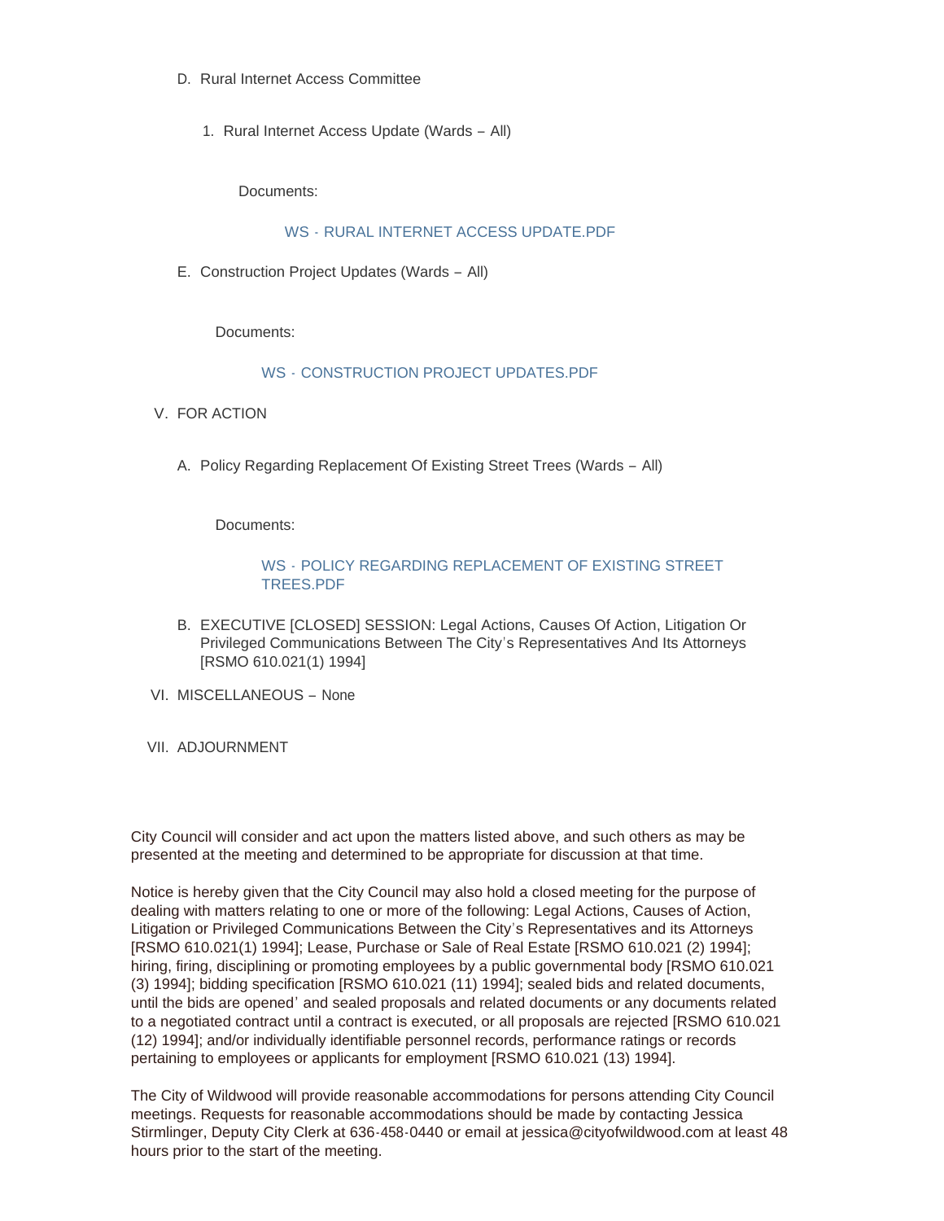D. Rural Internet Access Committee

1. Rural Internet Access Update (Wards – All)

Documents:

WS - RURAL INTERNET ACCESS UPDATE.PDF

E. Construction Project Updates (Wards – All)

Documents:

WS - CONSTRUCTION PROJECT UPDATES.PDF

V. FOR ACTION

A. Policy Regarding Replacement Of Existing Street Trees (Wards – All)

Documents:

WS - POLICY REGARDING REPLACEMENT OF EXISTING STREET TREES.PDF

B. EXECUTIVE [CLOSED] SESSION: Legal Actions, Causes Of Action, Litigation Or Privileged Communications Between The City's Representatives And Its Attorneys [RSMO 610.021(1) 1994]

VI. MISCELLANEOUS – None

VII. ADJOURNMENT

City Council will consider and act upon the matters listed above, and such others as may be presented at the meeting and determined to be appropriate for discussion at that time.

Notice is hereby given that the City Council may also hold a closed meeting for the purpose of dealing with matters relating to one or more of the following: Legal Actions, Causes of Action, Litigation or Privileged Communications Between the City's Representatives and its Attorneys [RSMO 610.021(1) 1994]; Lease, Purchase or Sale of Real Estate [RSMO 610.021 (2) 1994]; hiring, firing, disciplining or promoting employees by a public governmental body [RSMO 610.021 (3) 1994]; bidding specification [RSMO 610.021 (11) 1994]; sealed bids and related documents, until the bids are opened' and sealed proposals and related documents or any documents related to a negotiated contract until a contract is executed, or all proposals are rejected [RSMO 610.021 (12) 1994]; and/or individually identifiable personnel records, performance ratings or records pertaining to employees or applicants for employment [RSMO 610.021 (13) 1994].

The City of Wildwood will provide reasonable accommodations for persons attending City Council meetings. Requests for reasonable accommodations should be made by contacting Jessica Stirmlinger, Deputy City Clerk at 636-458-0440 or email at jessica@cityofwildwood.com at least 48 hours prior to the start of the meeting.